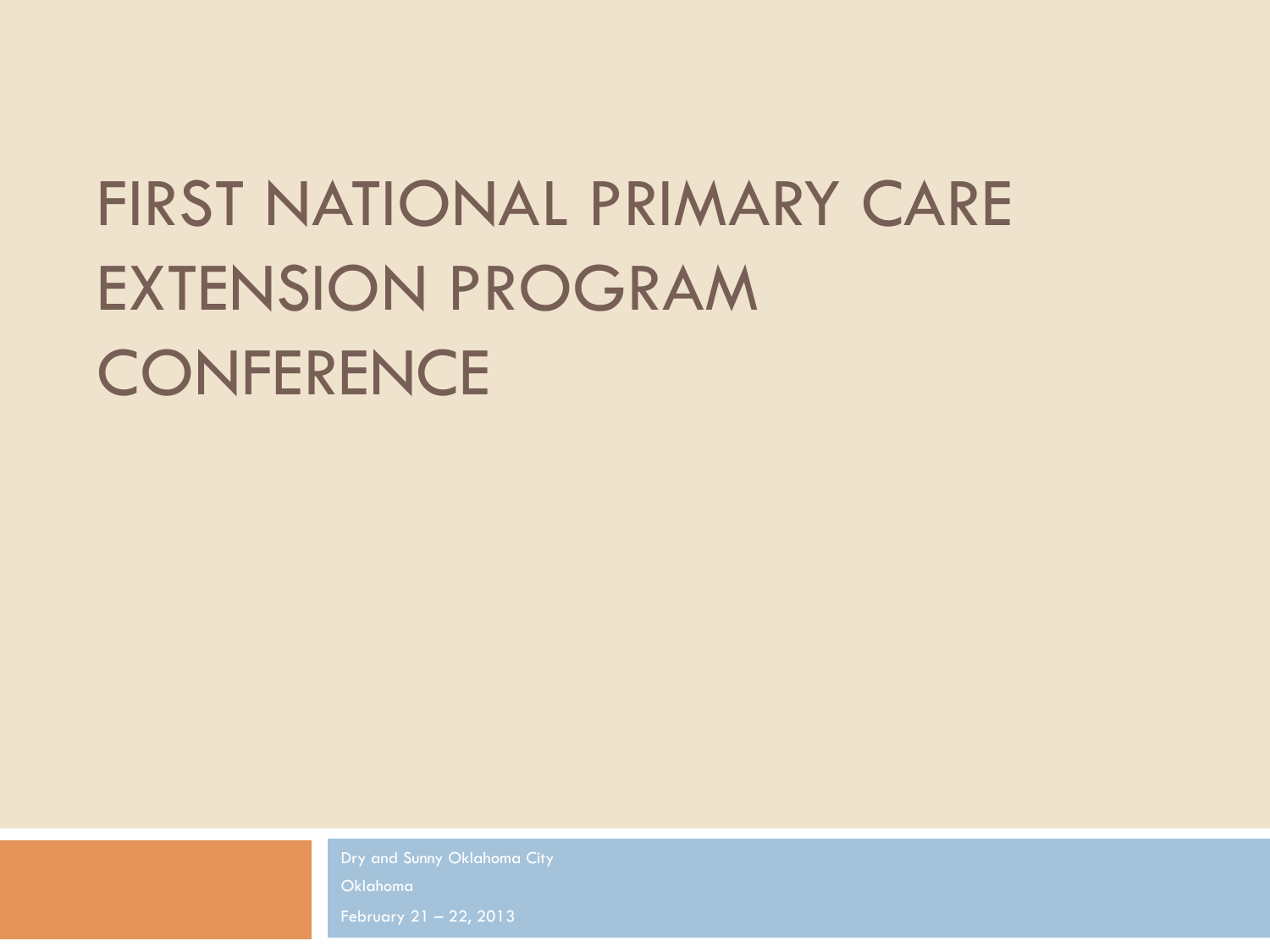# FIRST NATIONAL PRIMARY CARE EXTENSION PROGRAM CONFERENCE

Dry and Sunny Oklahoma City

Oklahoma

February 21 – 22, 2013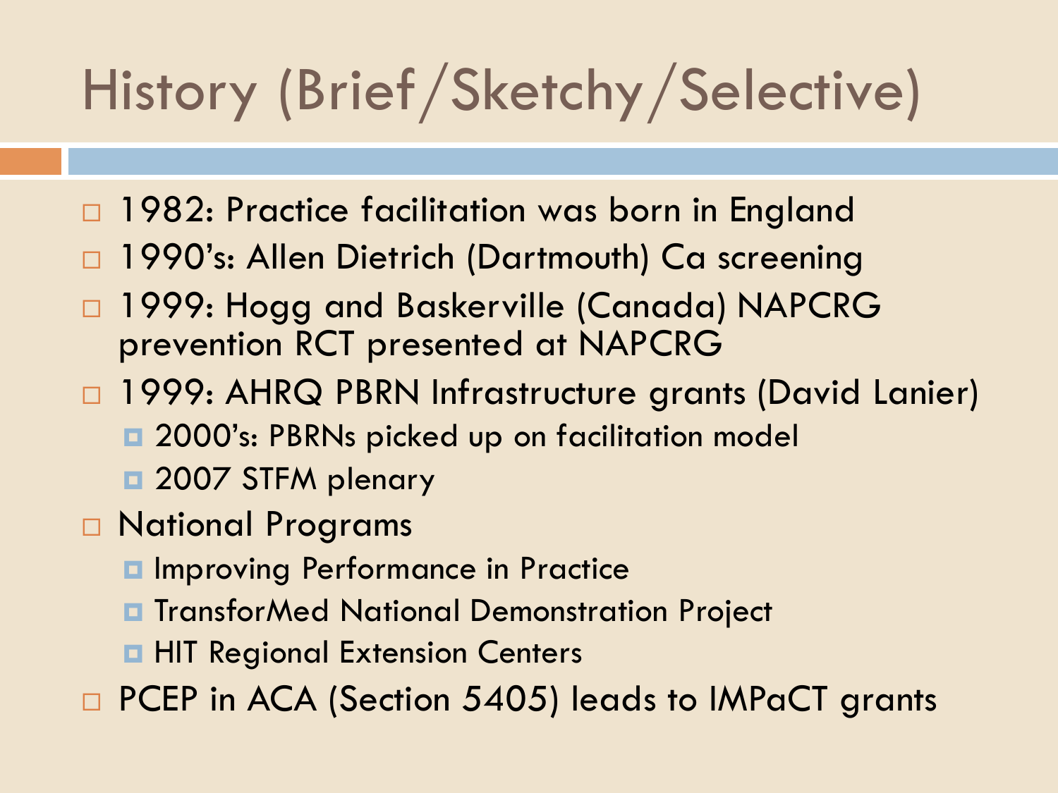# History (Brief/Sketchy/Selective)

- 1982: Practice facilitation was born in England
- 1990's: Allen Dietrich (Dartmouth) Ca screening
- 1999: Hogg and Baskerville (Canada) NAPCRG prevention RCT presented at NAPCRG
- 1999: AHRQ PBRN Infrastructure grants (David Lanier)
  - 2000's: PBRNs picked up on facilitation model
  - 2007 STFM plenary
- National Programs
  - Improving Performance in Practice
  - TransforMed National Demonstration Project
  - HIT Regional Extension Centers
- PCEP in ACA (Section 5405) leads to IMPaCT grants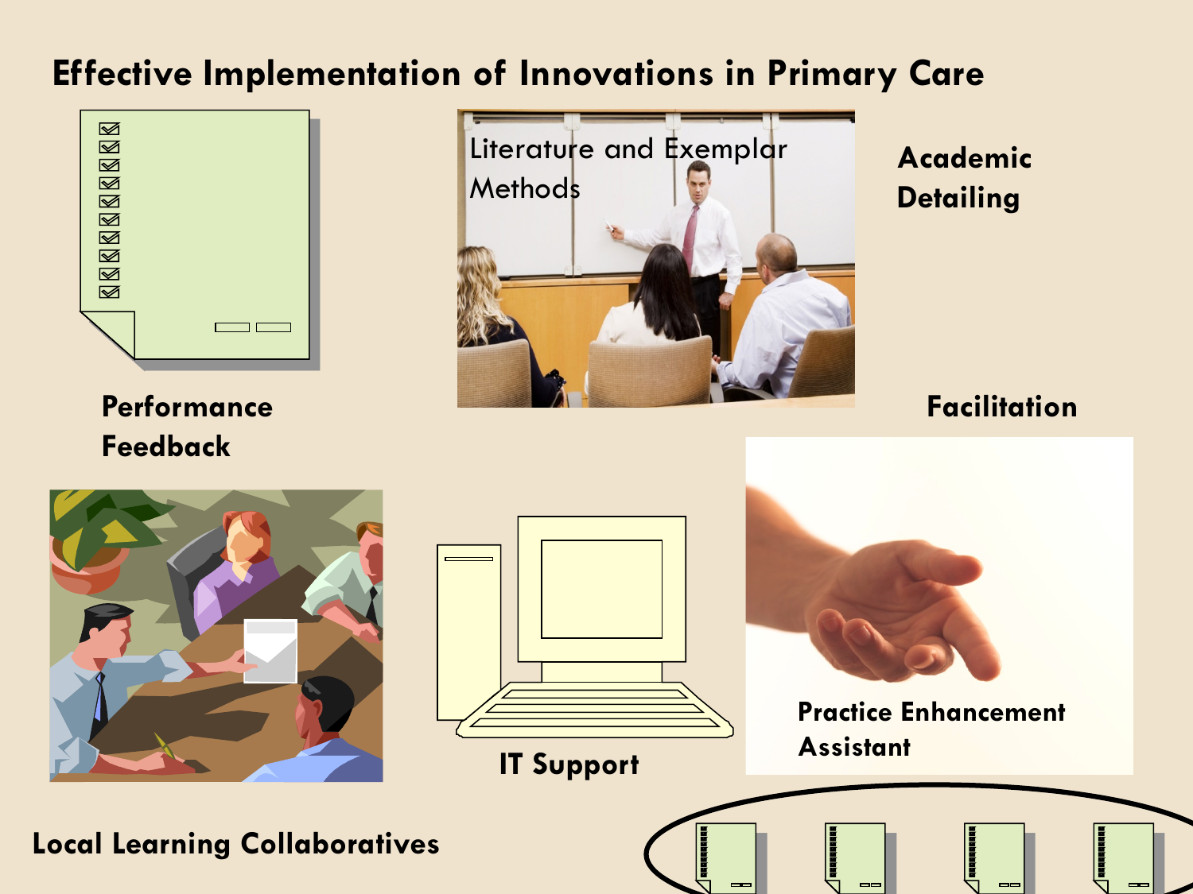# Effective Implementation of Innovations in Primary Care

Literature and Exemplar Methods

**Academic Detailing**

**Performance Feedback**

**Facilitation**

**Practice Enhancement Assistant**

**IT Support**

**Local Learning Collaboratives**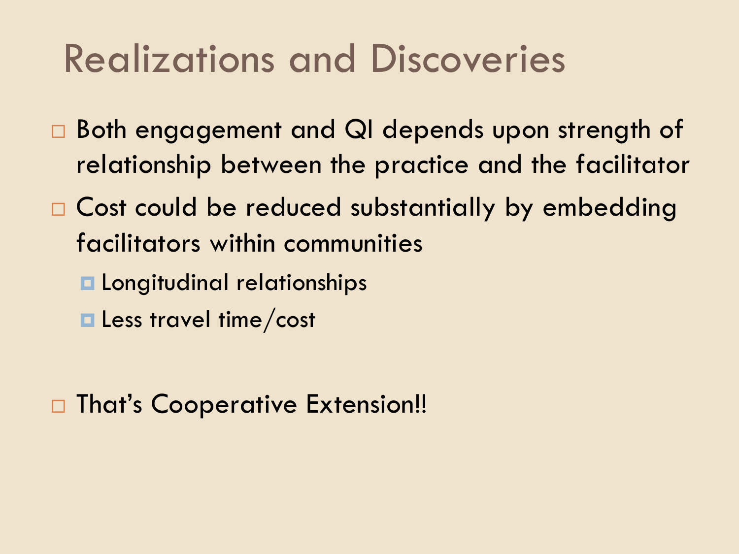# Realizations and Discoveries

- Both engagement and QI depends upon strength of relationship between the practice and the facilitator
- Cost could be reduced substantially by embedding facilitators within communities
  - Longitudinal relationships
  - Less travel time/cost

- That's Cooperative Extension!!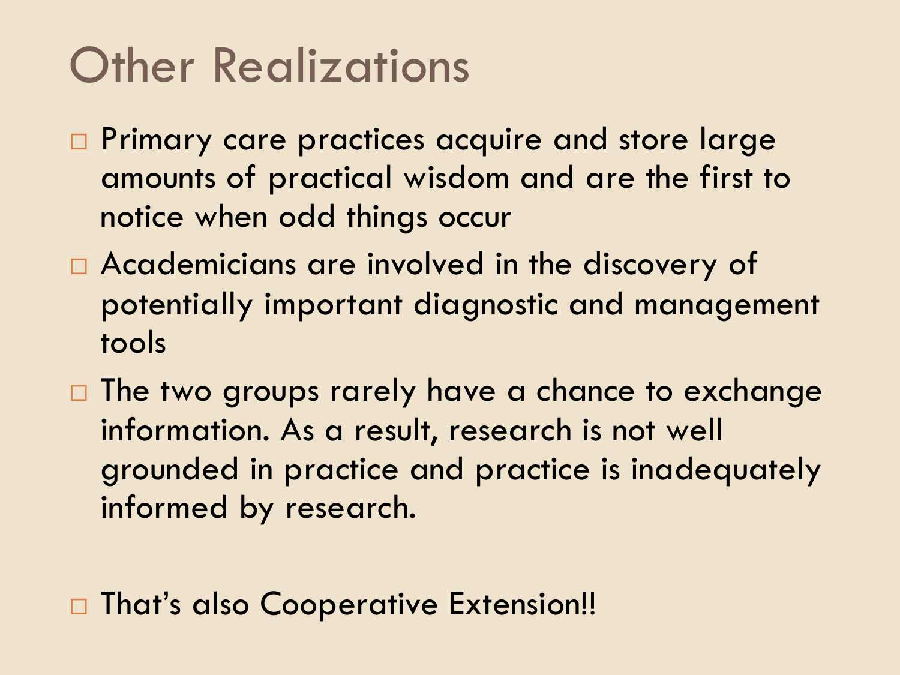# Other Realizations

- Primary care practices acquire and store large amounts of practical wisdom and are the first to notice when odd things occur
- Academicians are involved in the discovery of potentially important diagnostic and management tools
- The two groups rarely have a chance to exchange information. As a result, research is not well grounded in practice and practice is inadequately informed by research.

- That's also Cooperative Extension!!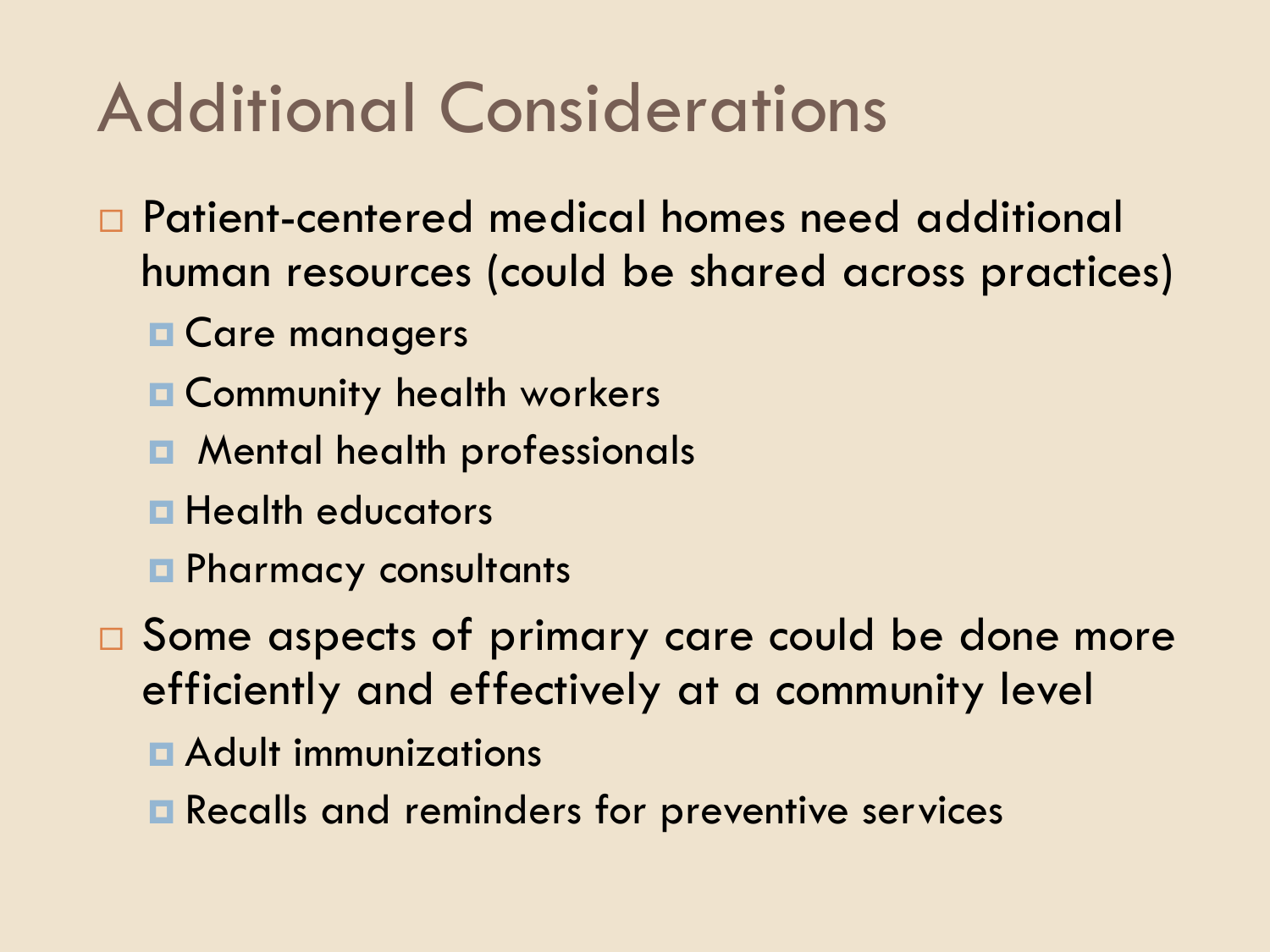# Additional Considerations

- Patient-centered medical homes need additional human resources (could be shared across practices)
  - Care managers
  - Community health workers
  - Mental health professionals
  - Health educators
  - Pharmacy consultants
- Some aspects of primary care could be done more efficiently and effectively at a community level
  - Adult immunizations
  - Recalls and reminders for preventive services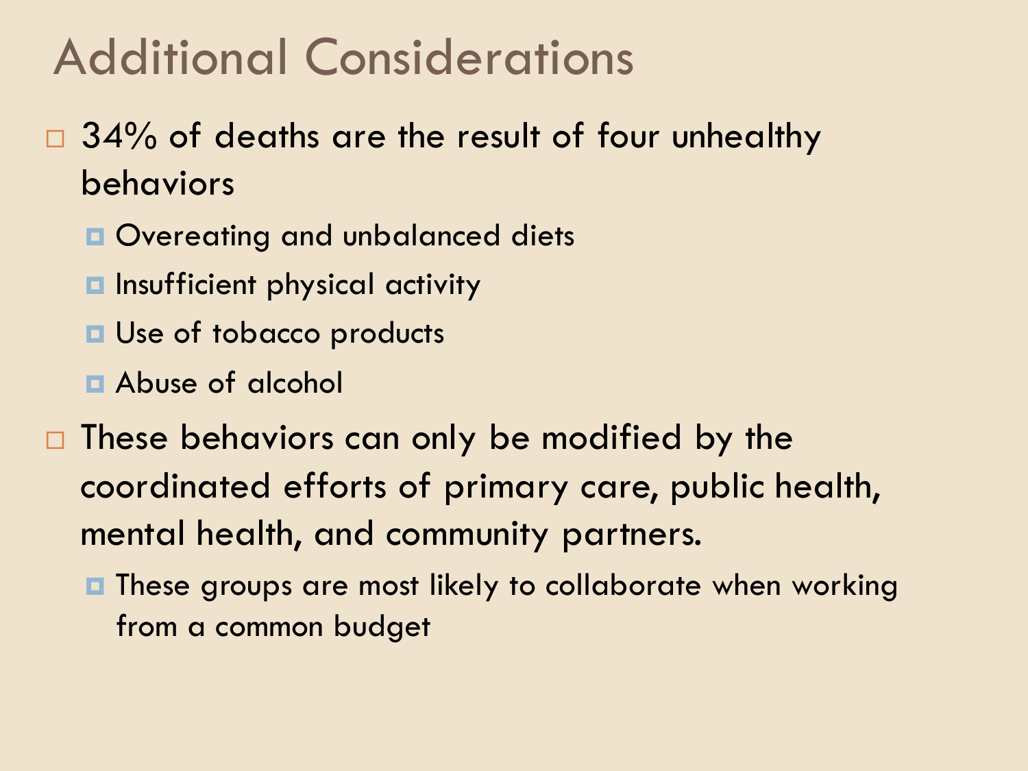# Additional Considerations

- 34% of deaths are the result of four unhealthy behaviors
  - Overeating and unbalanced diets
  - Insufficient physical activity
  - Use of tobacco products
  - Abuse of alcohol
- These behaviors can only be modified by the coordinated efforts of primary care, public health, mental health, and community partners.
  - These groups are most likely to collaborate when working from a common budget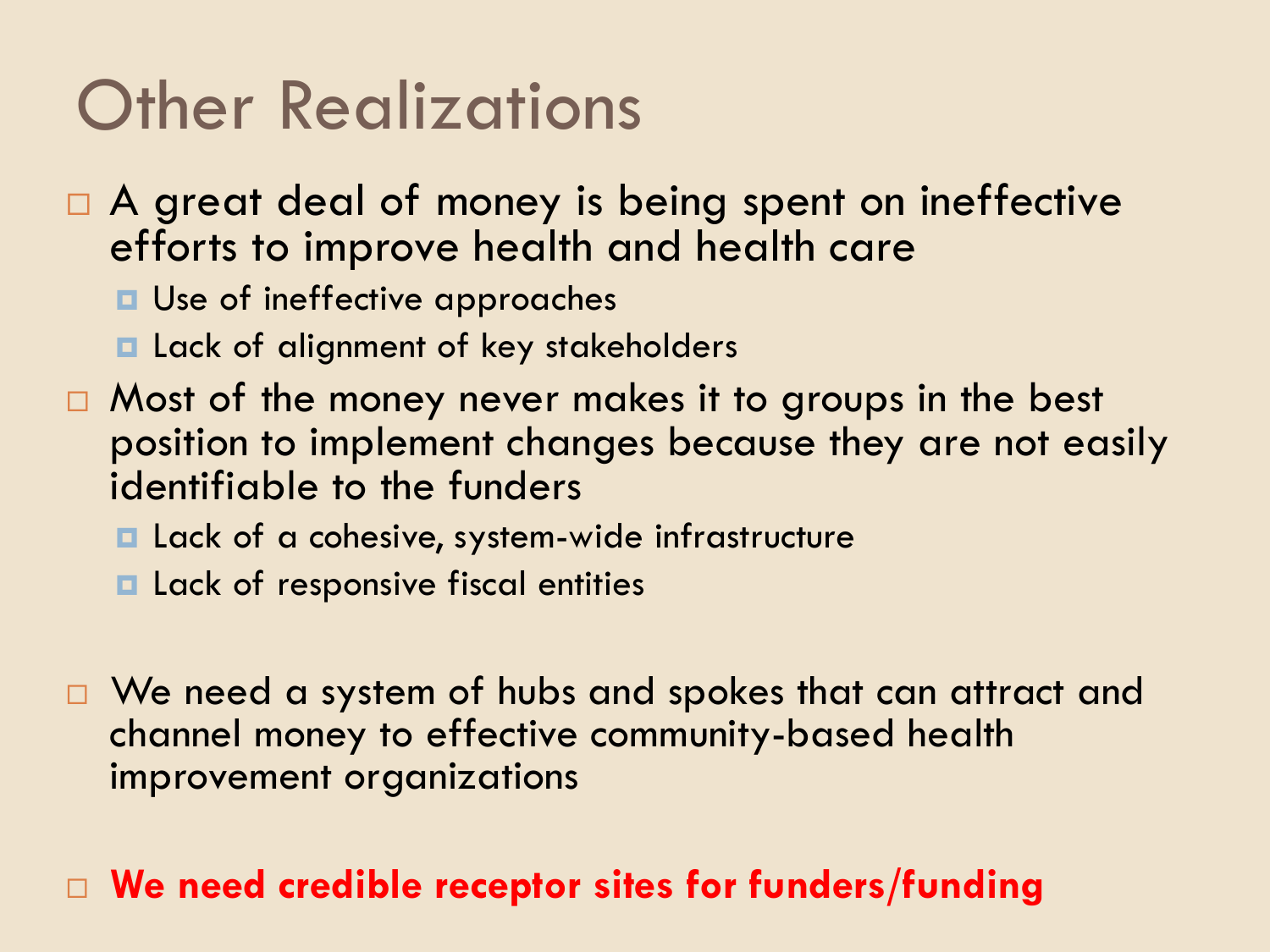# Other Realizations

- A great deal of money is being spent on ineffective efforts to improve health and health care
  - Use of ineffective approaches
  - Lack of alignment of key stakeholders
- Most of the money never makes it to groups in the best position to implement changes because they are not easily identifiable to the funders
  - Lack of a cohesive, system-wide infrastructure
  - Lack of responsive fiscal entities
- We need a system of hubs and spokes that can attract and channel money to effective community-based health improvement organizations
- **We need credible receptor sites for funders/funding**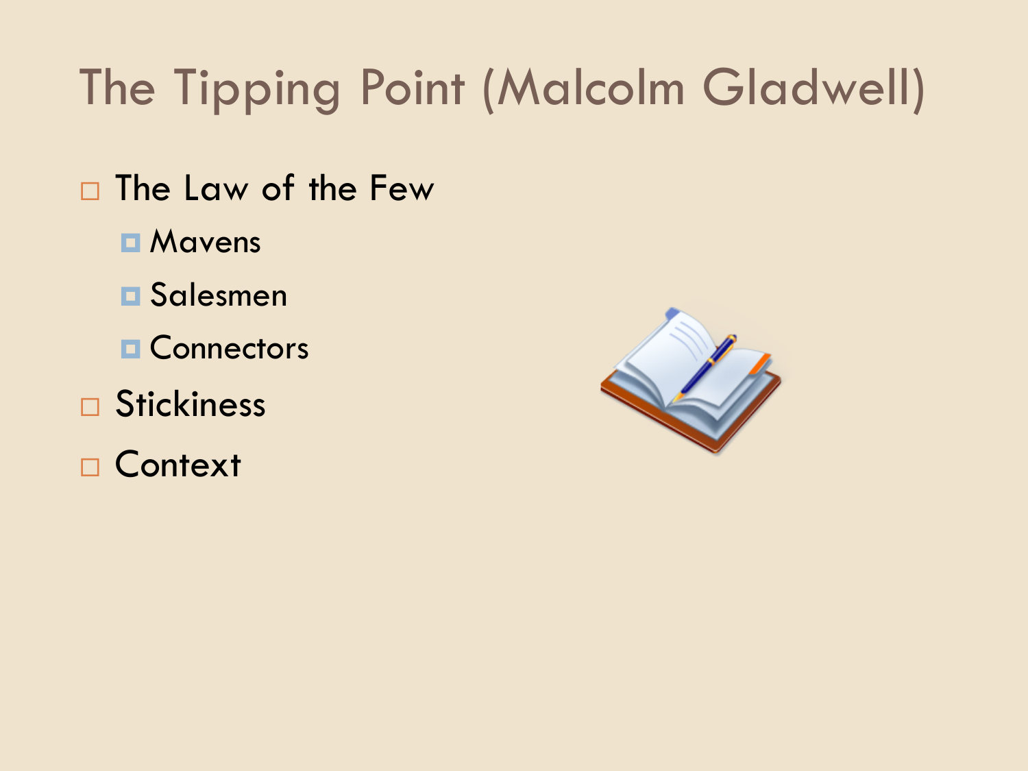# The Tipping Point (Malcolm Gladwell)

- The Law of the Few
  - Mavens
  - Salesmen
  - Connectors
- Stickiness
- Context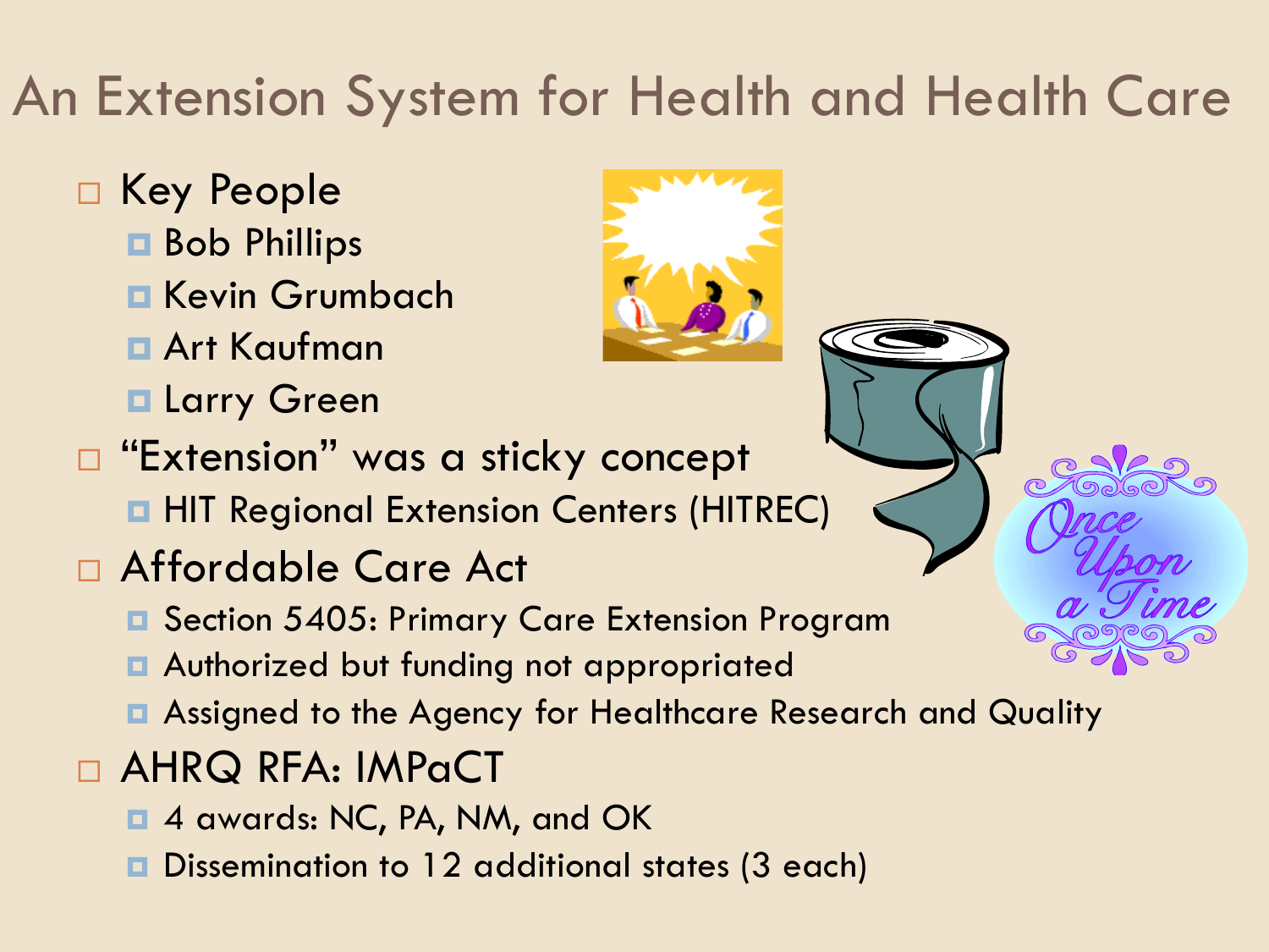# An Extension System for Health and Health Care

- Key People
  - Bob Phillips
  - Kevin Grumbach
  - Art Kaufman
  - Larry Green
- "Extension" was a sticky concept
  - HIT Regional Extension Centers (HITREC)
- Affordable Care Act
  - Section 5405: Primary Care Extension Program
  - Authorized but funding not appropriated
  - Assigned to the Agency for Healthcare Research and Quality
- AHRQ RFA: IMPaCT
  - 4 awards: NC, PA, NM, and OK
  - Dissemination to 12 additional states (3 each)